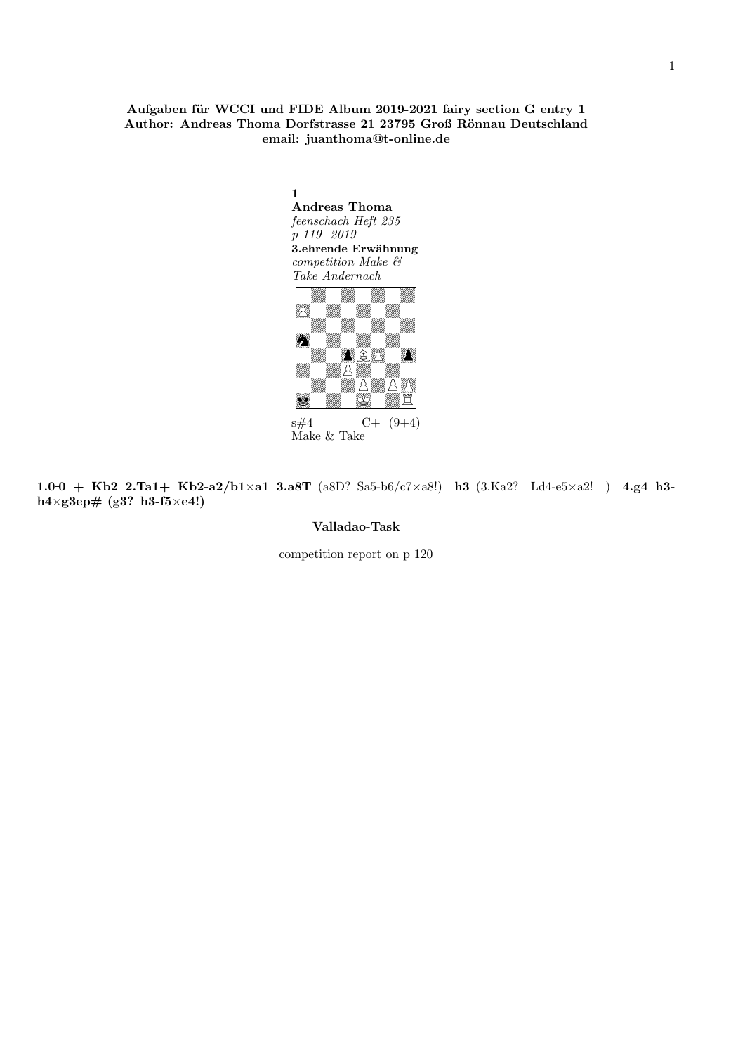**Aufgaben für WCCI und FIDE Album 2019-2021 fairy section G entry 1**
**Author: Andreas Thoma Dorfstrasse 21 23795 Groß Rönnau Deutschland**
**email: juanthoma@t-online.de**

**1**
**Andreas Thoma**
*feenschach Heft 235*
*p 119 2019*
**3.ehrende Erwähnung**
*competition Make & Take Andernach*

s#4 C+ (9+4)
Make & Take

**1.0-0 + Kb2 2.Ta1+ Kb2-a2/b1×a1 3.a8T** (a8D? Sa5-b6/c7×a8!) **h3** (3.Ka2? Ld4-e5×a2! ) **4.g4 h3-h4×g3ep# (g3? h3-f5×e4!)**

**Valladao-Task**

competition report on p 120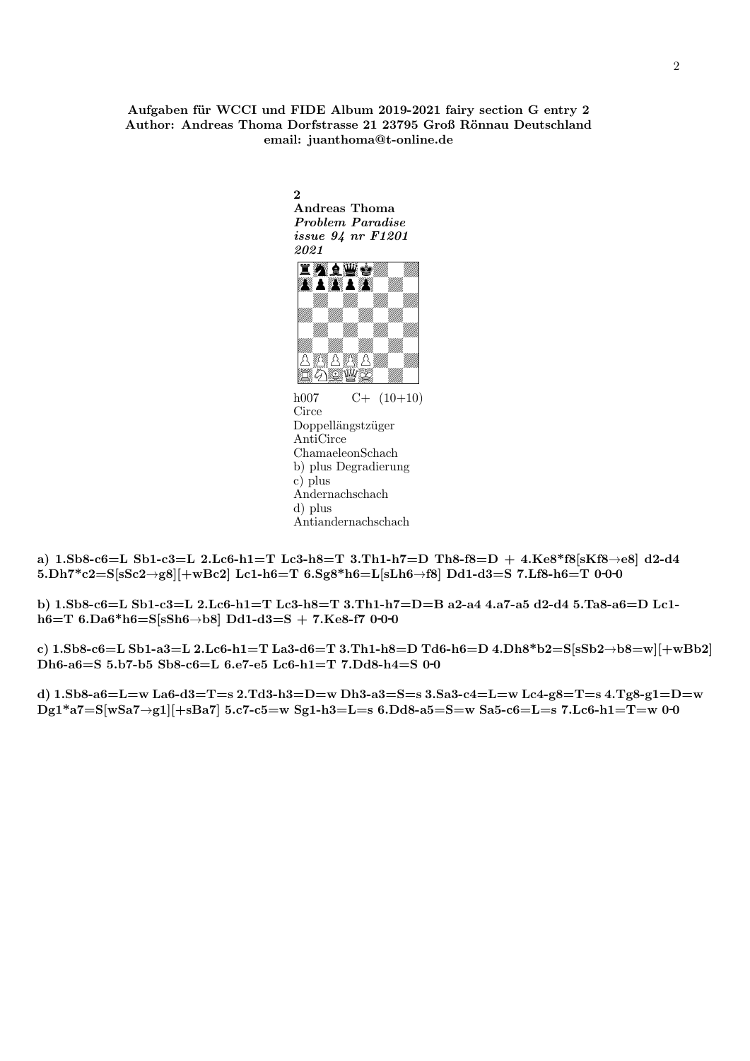**Aufgaben für WCCI und FIDE Album 2019-2021 fairy section G entry 2**
**Author: Andreas Thoma Dorfstrasse 21 23795 Groß Rönnau Deutschland**
**email: juanthoma@t-online.de**

**2**
**Andreas Thoma**
***Problem Paradise***
***issue 94 nr F1201***
***2021***

h007 C+ (10+10)
Circe
Doppellängstzüger
AntiCirce
ChamaeleonSchach
b) plus Degradierung
c) plus
Andernachschach
d) plus
Antiandernachschach

**a) 1.Sb8-c6=L Sb1-c3=L 2.Lc6-h1=T Lc3-h8=T 3.Th1-h7=D Th8-f8=D + 4.Ke8*f8[sKf8→e8] d2-d4 5.Dh7*c2=S[sSc2→g8][+wBc2] Lc1-h6=T 6.Sg8*h6=L[sLh6→f8] Dd1-d3=S 7.Lf8-h6=T 0-0-0**

**b) 1.Sb8-c6=L Sb1-c3=L 2.Lc6-h1=T Lc3-h8=T 3.Th1-h7=D=B a2-a4 4.a7-a5 d2-d4 5.Ta8-a6=D Lc1-h6=T 6.Da6*h6=S[sSh6→b8] Dd1-d3=S + 7.Ke8-f7 0-0-0**

**c) 1.Sb8-c6=L Sb1-a3=L 2.Lc6-h1=T La3-d6=T 3.Th1-h8=D Td6-h6=D 4.Dh8*b2=S[sSb2→b8=w][+wBb2] Dh6-a6=S 5.b7-b5 Sb8-c6=L 6.e7-e5 Lc6-h1=T 7.Dd8-h4=S 0-0**

**d) 1.Sb8-a6=L=w La6-d3=T=s 2.Td3-h3=D=w Dh3-a3=S=s 3.Sa3-c4=L=w Lc4-g8=T=s 4.Tg8-g1=D=w Dg1*a7=S[wSa7→g1][+sBa7] 5.c7-c5=w Sg1-h3=L=s 6.Dd8-a5=S=w Sa5-c6=L=s 7.Lc6-h1=T=w 0-0**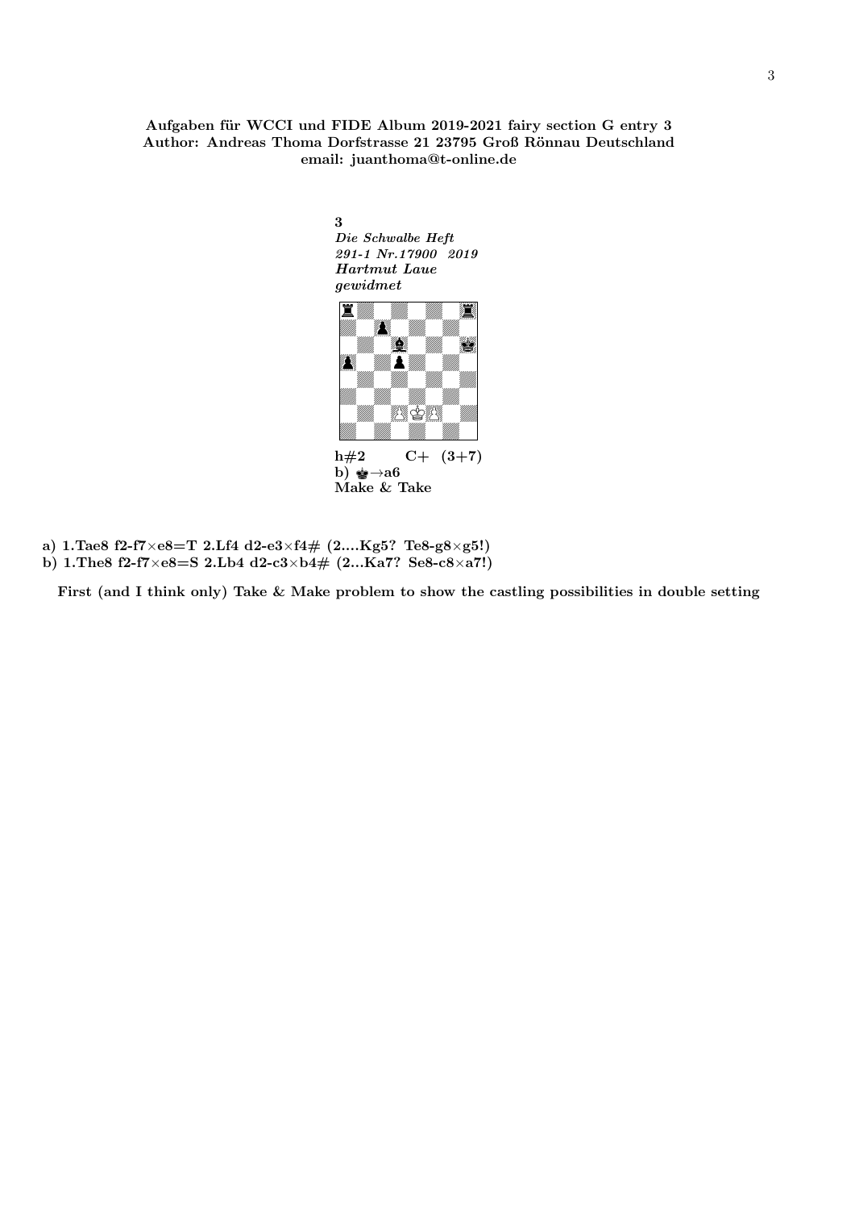**Aufgaben für WCCI und FIDE Album 2019-2021 fairy section G entry 3**
**Author: Andreas Thoma Dorfstrasse 21 23795 Groß Rönnau Deutschland**
**email: juanthoma@t-online.de**

**3**
***Die Schwalbe Heft***
***291-1 Nr.17900 2019***
***Hartmut Laue***
***gewidmet***

**h#2 C+ (3+7)**
**b) ♚→a6**
**Make & Take**

**a) 1.Tae8 f2-f7×e8=T 2.Lf4 d2-e3×f4# (2....Kg5? Te8-g8×g5!)**
**b) 1.The8 f2-f7×e8=S 2.Lb4 d2-c3×b4# (2...Ka7? Se8-c8×a7!)**

**First (and I think only) Take & Make problem to show the castling possibilities in double setting**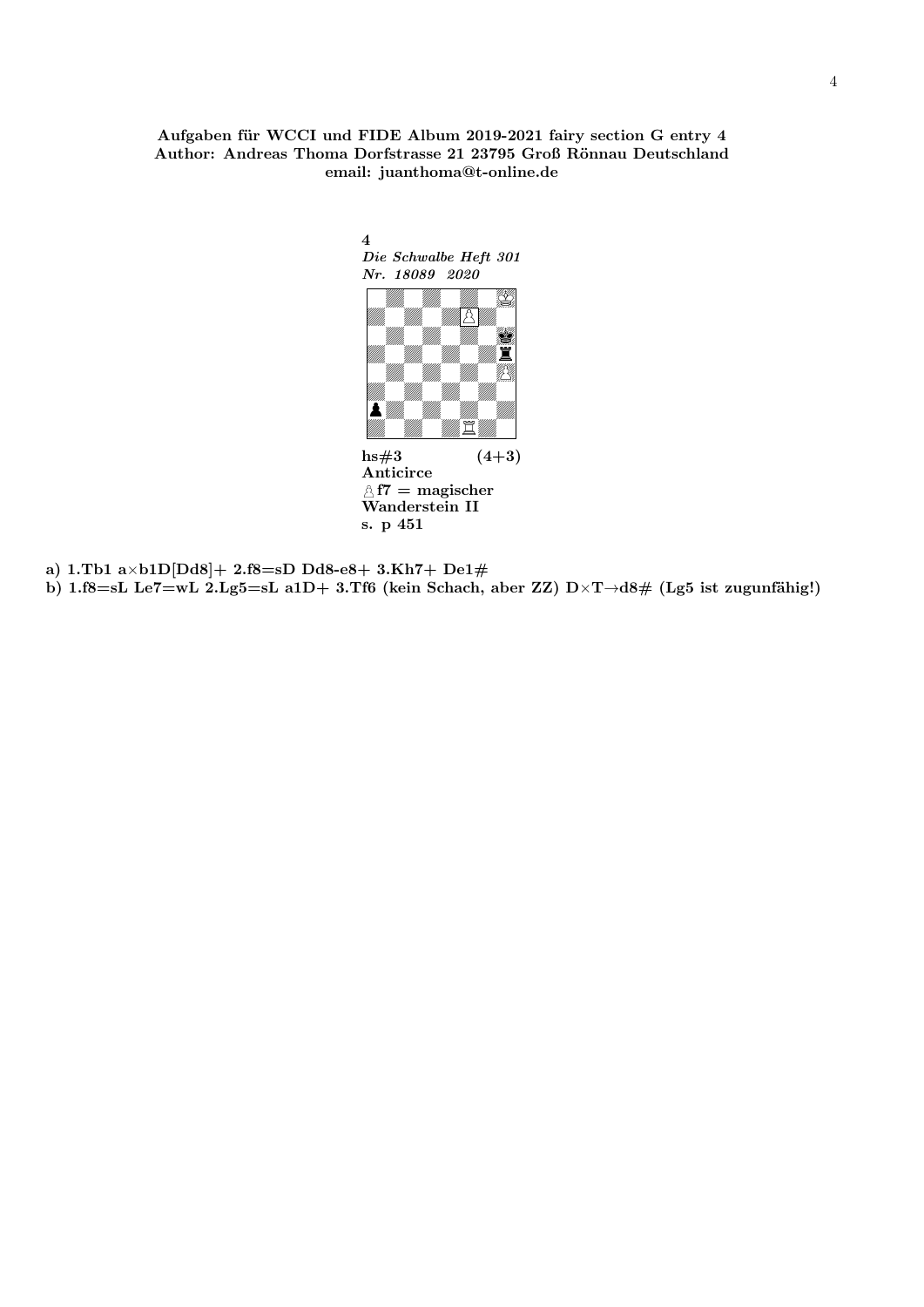**Aufgaben für WCCI und FIDE Album 2019-2021 fairy section G entry 4**
**Author: Andreas Thoma Dorfstrasse 21 23795 Groß Rönnau Deutschland**
**email: juanthoma@t-online.de**

**4**
***Die Schwalbe Heft 301***
***Nr. 18089 2020***

**hs#3 (4+3)**
**Anticirce**
**♙f7 = magischer Wanderstein II**
**s. p 451**

**a) 1.Tb1 a×b1D[Dd8]+ 2.f8=sD Dd8-e8+ 3.Kh7+ De1#**
**b) 1.f8=sL Le7=wL 2.Lg5=sL a1D+ 3.Tf6 (kein Schach, aber ZZ) D×T→d8# (Lg5 ist zugunfähig!)**